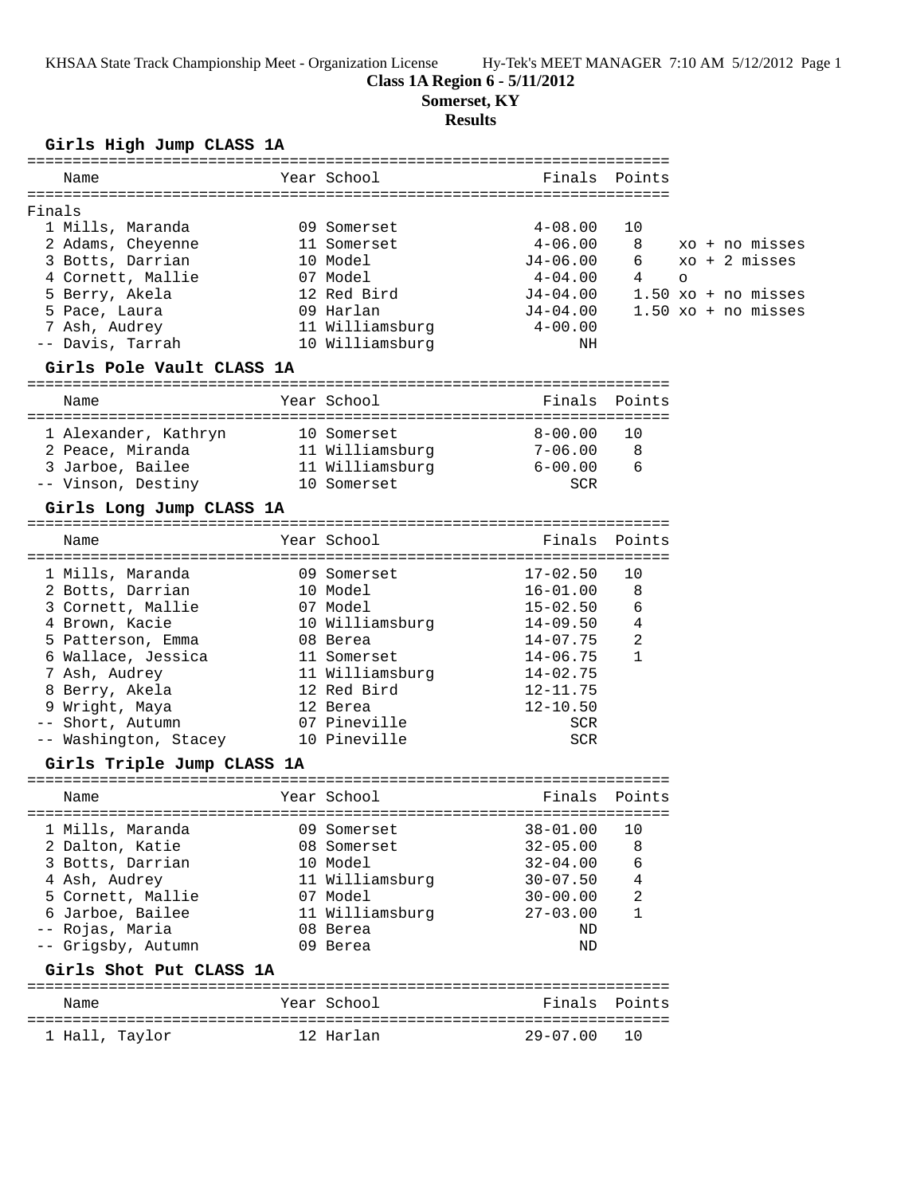KHSAA State Track Championship Meet - Organization License Hy-Tek's MEET MANAGER 7:10 AM 5/12/2012 Page 1

# Class 1A Region 6 - 5/11/2012

## Somerset, KY

## Results

### Girls High Jump CLASS 1A

Finals

| Place | Name | Year | School | Finals | Points | |
|---|---|---|---|---|---|---|
| 1 | Mills, Maranda | 09 | Somerset | 4-08.00 | 10 | |
| 2 | Adams, Cheyenne | 11 | Somerset | 4-06.00 | 8 | xo + no misses |
| 3 | Botts, Darrian | 10 | Model | J4-06.00 | 6 | xo + 2 misses |
| 4 | Cornett, Mallie | 07 | Model | 4-04.00 | 4 | o |
| 5 | Berry, Akela | 12 | Red Bird | J4-04.00 | 1.50 | xo + no misses |
| 5 | Pace, Laura | 09 | Harlan | J4-04.00 | 1.50 | xo + no misses |
| 7 | Ash, Audrey | 11 | Williamsburg | 4-00.00 | | |
| -- | Davis, Tarrah | 10 | Williamsburg | NH | | |

### Girls Pole Vault CLASS 1A

| Place | Name | Year | School | Finals | Points |
|---|---|---|---|---|---|
| 1 | Alexander, Kathryn | 10 | Somerset | 8-00.00 | 10 |
| 2 | Peace, Miranda | 11 | Williamsburg | 7-06.00 | 8 |
| 3 | Jarboe, Bailee | 11 | Williamsburg | 6-00.00 | 6 |
| -- | Vinson, Destiny | 10 | Somerset | SCR | |

### Girls Long Jump CLASS 1A

| Place | Name | Year | School | Finals | Points |
|---|---|---|---|---|---|
| 1 | Mills, Maranda | 09 | Somerset | 17-02.50 | 10 |
| 2 | Botts, Darrian | 10 | Model | 16-01.00 | 8 |
| 3 | Cornett, Mallie | 07 | Model | 15-02.50 | 6 |
| 4 | Brown, Kacie | 10 | Williamsburg | 14-09.50 | 4 |
| 5 | Patterson, Emma | 08 | Berea | 14-07.75 | 2 |
| 6 | Wallace, Jessica | 11 | Somerset | 14-06.75 | 1 |
| 7 | Ash, Audrey | 11 | Williamsburg | 14-02.75 | |
| 8 | Berry, Akela | 12 | Red Bird | 12-11.75 | |
| 9 | Wright, Maya | 12 | Berea | 12-10.50 | |
| -- | Short, Autumn | 07 | Pineville | SCR | |
| -- | Washington, Stacey | 10 | Pineville | SCR | |

### Girls Triple Jump CLASS 1A

| Place | Name | Year | School | Finals | Points |
|---|---|---|---|---|---|
| 1 | Mills, Maranda | 09 | Somerset | 38-01.00 | 10 |
| 2 | Dalton, Katie | 08 | Somerset | 32-05.00 | 8 |
| 3 | Botts, Darrian | 10 | Model | 32-04.00 | 6 |
| 4 | Ash, Audrey | 11 | Williamsburg | 30-07.50 | 4 |
| 5 | Cornett, Mallie | 07 | Model | 30-00.00 | 2 |
| 6 | Jarboe, Bailee | 11 | Williamsburg | 27-03.00 | 1 |
| -- | Rojas, Maria | 08 | Berea | ND | |
| -- | Grigsby, Autumn | 09 | Berea | ND | |

### Girls Shot Put CLASS 1A

| Place | Name | Year | School | Finals | Points |
|---|---|---|---|---|---|
| 1 | Hall, Taylor | 12 | Harlan | 29-07.00 | 10 |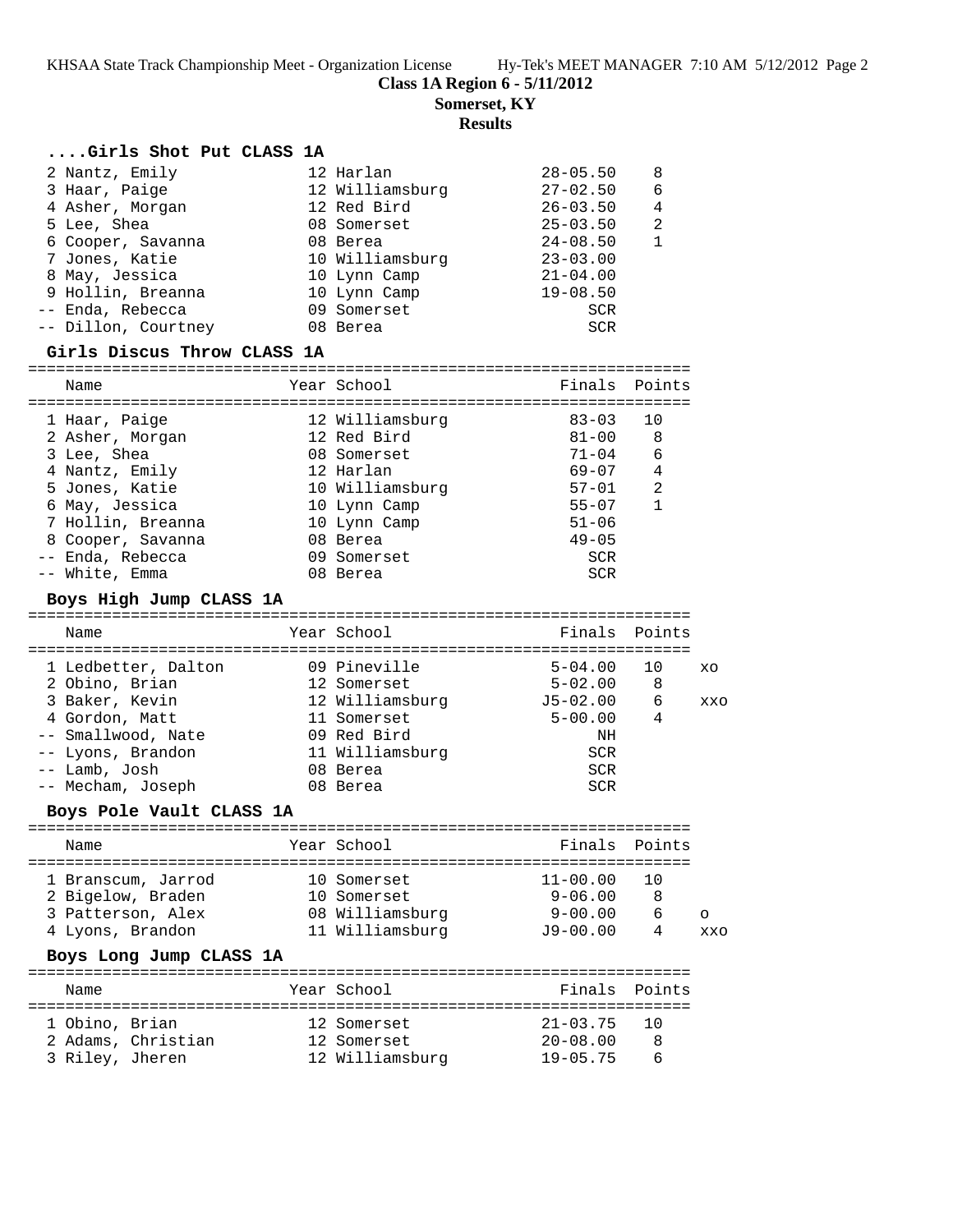## Class 1A Region 6 - 5/11/2012

## Somerset, KY

## Results

### ....Girls Shot Put CLASS 1A

| Name | Year | School | Finals | Points |
|---|---|---|---|---|
| 2 Nantz, Emily | 12 | Harlan | 28-05.50 | 8 |
| 3 Haar, Paige | 12 | Williamsburg | 27-02.50 | 6 |
| 4 Asher, Morgan | 12 | Red Bird | 26-03.50 | 4 |
| 5 Lee, Shea | 08 | Somerset | 25-03.50 | 2 |
| 6 Cooper, Savanna | 08 | Berea | 24-08.50 | 1 |
| 7 Jones, Katie | 10 | Williamsburg | 23-03.00 | |
| 8 May, Jessica | 10 | Lynn Camp | 21-04.00 | |
| 9 Hollin, Breanna | 10 | Lynn Camp | 19-08.50 | |
| -- Enda, Rebecca | 09 | Somerset | SCR | |
| -- Dillon, Courtney | 08 | Berea | SCR | |

### Girls Discus Throw CLASS 1A

| Name | Year | School | Finals | Points |
|---|---|---|---|---|
| 1 Haar, Paige | 12 | Williamsburg | 83-03 | 10 |
| 2 Asher, Morgan | 12 | Red Bird | 81-00 | 8 |
| 3 Lee, Shea | 08 | Somerset | 71-04 | 6 |
| 4 Nantz, Emily | 12 | Harlan | 69-07 | 4 |
| 5 Jones, Katie | 10 | Williamsburg | 57-01 | 2 |
| 6 May, Jessica | 10 | Lynn Camp | 55-07 | 1 |
| 7 Hollin, Breanna | 10 | Lynn Camp | 51-06 | |
| 8 Cooper, Savanna | 08 | Berea | 49-05 | |
| -- Enda, Rebecca | 09 | Somerset | SCR | |
| -- White, Emma | 08 | Berea | SCR | |

### Boys High Jump CLASS 1A

| Name | Year | School | Finals | Points | |
|---|---|---|---|---|---|
| 1 Ledbetter, Dalton | 09 | Pineville | 5-04.00 | 10 | xo |
| 2 Obino, Brian | 12 | Somerset | 5-02.00 | 8 | |
| 3 Baker, Kevin | 12 | Williamsburg | J5-02.00 | 6 | xxo |
| 4 Gordon, Matt | 11 | Somerset | 5-00.00 | 4 | |
| -- Smallwood, Nate | 09 | Red Bird | NH | | |
| -- Lyons, Brandon | 11 | Williamsburg | SCR | | |
| -- Lamb, Josh | 08 | Berea | SCR | | |
| -- Mecham, Joseph | 08 | Berea | SCR | | |

### Boys Pole Vault CLASS 1A

| Name | Year | School | Finals | Points | |
|---|---|---|---|---|---|
| 1 Branscum, Jarrod | 10 | Somerset | 11-00.00 | 10 | |
| 2 Bigelow, Braden | 10 | Somerset | 9-06.00 | 8 | |
| 3 Patterson, Alex | 08 | Williamsburg | 9-00.00 | 6 | o |
| 4 Lyons, Brandon | 11 | Williamsburg | J9-00.00 | 4 | xxo |

### Boys Long Jump CLASS 1A

| Name | Year | School | Finals | Points |
|---|---|---|---|---|
| 1 Obino, Brian | 12 | Somerset | 21-03.75 | 10 |
| 2 Adams, Christian | 12 | Somerset | 20-08.00 | 8 |
| 3 Riley, Jheren | 12 | Williamsburg | 19-05.75 | 6 |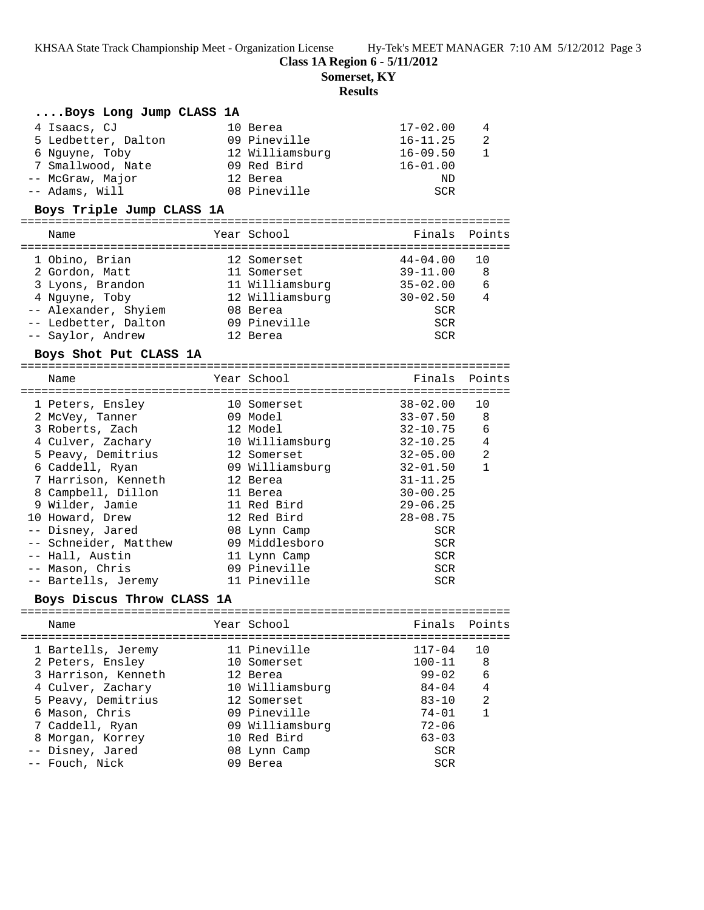**Class 1A Region 6 - 5/11/2012**

**Somerset, KY**

**Results**

### ....Boys Long Jump CLASS 1A

| | | | | | |
|---|---|---|---|---|---|
| 4 | Isaacs, CJ | 10 | Berea | 17-02.00 | 4 |
| 5 | Ledbetter, Dalton | 09 | Pineville | 16-11.25 | 2 |
| 6 | Nguyne, Toby | 12 | Williamsburg | 16-09.50 | 1 |
| 7 | Smallwood, Nate | 09 | Red Bird | 16-01.00 | |
| -- | McGraw, Major | 12 | Berea | ND | |
| -- | Adams, Will | 08 | Pineville | SCR | |

### Boys Triple Jump CLASS 1A

| | Name | Year | School | Finals | Points |
|---|---|---|---|---|---|
| 1 | Obino, Brian | 12 | Somerset | 44-04.00 | 10 |
| 2 | Gordon, Matt | 11 | Somerset | 39-11.00 | 8 |
| 3 | Lyons, Brandon | 11 | Williamsburg | 35-02.00 | 6 |
| 4 | Nguyne, Toby | 12 | Williamsburg | 30-02.50 | 4 |
| -- | Alexander, Shyiem | 08 | Berea | SCR | |
| -- | Ledbetter, Dalton | 09 | Pineville | SCR | |
| -- | Saylor, Andrew | 12 | Berea | SCR | |

### Boys Shot Put CLASS 1A

| | Name | Year | School | Finals | Points |
|---|---|---|---|---|---|
| 1 | Peters, Ensley | 10 | Somerset | 38-02.00 | 10 |
| 2 | McVey, Tanner | 09 | Model | 33-07.50 | 8 |
| 3 | Roberts, Zach | 12 | Model | 32-10.75 | 6 |
| 4 | Culver, Zachary | 10 | Williamsburg | 32-10.25 | 4 |
| 5 | Peavy, Demitrius | 12 | Somerset | 32-05.00 | 2 |
| 6 | Caddell, Ryan | 09 | Williamsburg | 32-01.50 | 1 |
| 7 | Harrison, Kenneth | 12 | Berea | 31-11.25 | |
| 8 | Campbell, Dillon | 11 | Berea | 30-00.25 | |
| 9 | Wilder, Jamie | 11 | Red Bird | 29-06.25 | |
| 10 | Howard, Drew | 12 | Red Bird | 28-08.75 | |
| -- | Disney, Jared | 08 | Lynn Camp | SCR | |
| -- | Schneider, Matthew | 09 | Middlesboro | SCR | |
| -- | Hall, Austin | 11 | Lynn Camp | SCR | |
| -- | Mason, Chris | 09 | Pineville | SCR | |
| -- | Bartells, Jeremy | 11 | Pineville | SCR | |

### Boys Discus Throw CLASS 1A

| | Name | Year | School | Finals | Points |
|---|---|---|---|---|---|
| 1 | Bartells, Jeremy | 11 | Pineville | 117-04 | 10 |
| 2 | Peters, Ensley | 10 | Somerset | 100-11 | 8 |
| 3 | Harrison, Kenneth | 12 | Berea | 99-02 | 6 |
| 4 | Culver, Zachary | 10 | Williamsburg | 84-04 | 4 |
| 5 | Peavy, Demitrius | 12 | Somerset | 83-10 | 2 |
| 6 | Mason, Chris | 09 | Pineville | 74-01 | 1 |
| 7 | Caddell, Ryan | 09 | Williamsburg | 72-06 | |
| 8 | Morgan, Korrey | 10 | Red Bird | 63-03 | |
| -- | Disney, Jared | 08 | Lynn Camp | SCR | |
| -- | Fouch, Nick | 09 | Berea | SCR | |